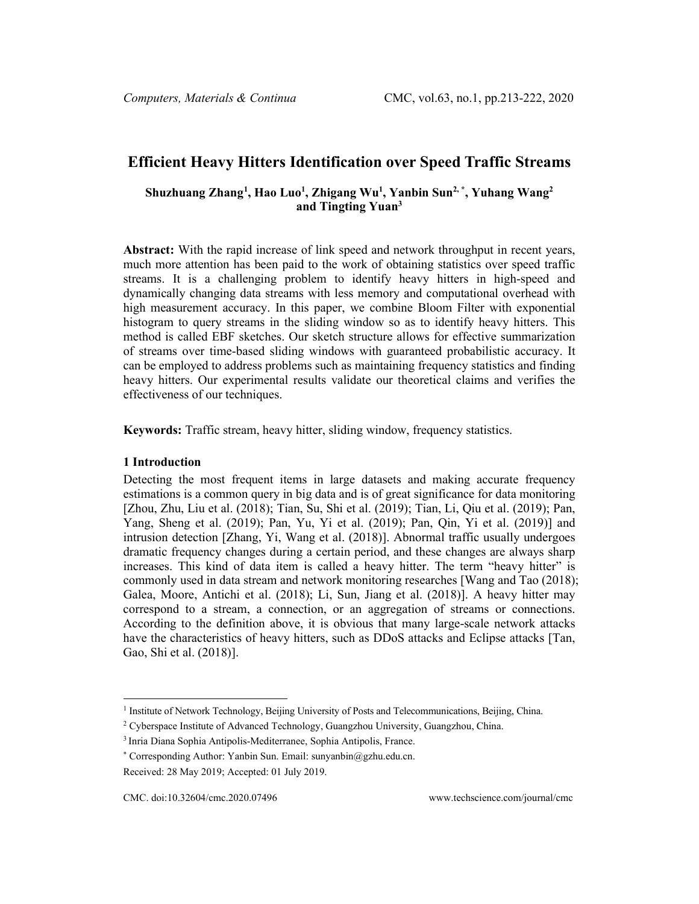# Efficient Heavy Hitters Identification over Speed Traffic Streams

**Shuzhuang Zhang[1], Hao Luo[1], Zhigang Wu[1], Yanbin Sun[2,*], Yuhang Wang[2] and Tingting Yuan[3]**

**Abstract:** With the rapid increase of link speed and network throughput in recent years, much more attention has been paid to the work of obtaining statistics over speed traffic streams. It is a challenging problem to identify heavy hitters in high-speed and dynamically changing data streams with less memory and computational overhead with high measurement accuracy. In this paper, we combine Bloom Filter with exponential histogram to query streams in the sliding window so as to identify heavy hitters. This method is called EBF sketches. Our sketch structure allows for effective summarization of streams over time-based sliding windows with guaranteed probabilistic accuracy. It can be employed to address problems such as maintaining frequency statistics and finding heavy hitters. Our experimental results validate our theoretical claims and verifies the effectiveness of our techniques.

**Keywords:** Traffic stream, heavy hitter, sliding window, frequency statistics.

## 1 Introduction

Detecting the most frequent items in large datasets and making accurate frequency estimations is a common query in big data and is of great significance for data monitoring [Zhou, Zhu, Liu et al. (2018); Tian, Su, Shi et al. (2019); Tian, Li, Qiu et al. (2019); Pan, Yang, Sheng et al. (2019); Pan, Yu, Yi et al. (2019); Pan, Qin, Yi et al. (2019)] and intrusion detection [Zhang, Yi, Wang et al. (2018)]. Abnormal traffic usually undergoes dramatic frequency changes during a certain period, and these changes are always sharp increases. This kind of data item is called a heavy hitter. The term "heavy hitter" is commonly used in data stream and network monitoring researches [Wang and Tao (2018); Galea, Moore, Antichi et al. (2018); Li, Sun, Jiang et al. (2018)]. A heavy hitter may correspond to a stream, a connection, or an aggregation of streams or connections. According to the definition above, it is obvious that many large-scale network attacks have the characteristics of heavy hitters, such as DDoS attacks and Eclipse attacks [Tan, Gao, Shi et al. (2018)].

---

[1] Institute of Network Technology, Beijing University of Posts and Telecommunications, Beijing, China.

[2] Cyberspace Institute of Advanced Technology, Guangzhou University, Guangzhou, China.

[3] Inria Diana Sophia Antipolis-Mediterranee, Sophia Antipolis, France.

[*] Corresponding Author: Yanbin Sun. Email: sunyanbin@gzhu.edu.cn.

Received: 28 May 2019; Accepted: 01 July 2019.

CMC. doi:10.32604/cmc.2020.07496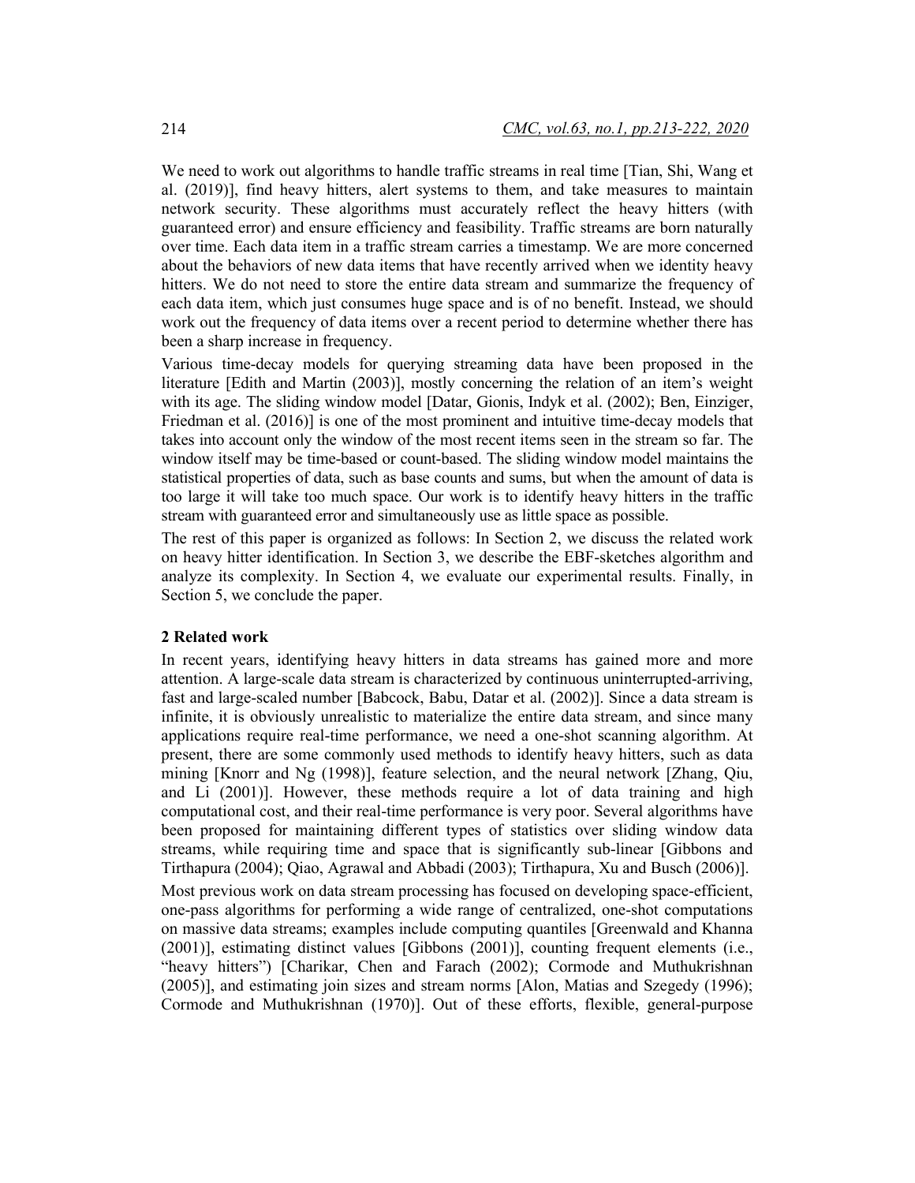We need to work out algorithms to handle traffic streams in real time [Tian, Shi, Wang et al. (2019)], find heavy hitters, alert systems to them, and take measures to maintain network security. These algorithms must accurately reflect the heavy hitters (with guaranteed error) and ensure efficiency and feasibility. Traffic streams are born naturally over time. Each data item in a traffic stream carries a timestamp. We are more concerned about the behaviors of new data items that have recently arrived when we identity heavy hitters. We do not need to store the entire data stream and summarize the frequency of each data item, which just consumes huge space and is of no benefit. Instead, we should work out the frequency of data items over a recent period to determine whether there has been a sharp increase in frequency.

Various time-decay models for querying streaming data have been proposed in the literature [Edith and Martin (2003)], mostly concerning the relation of an item's weight with its age. The sliding window model [Datar, Gionis, Indyk et al. (2002); Ben, Einziger, Friedman et al. (2016)] is one of the most prominent and intuitive time-decay models that takes into account only the window of the most recent items seen in the stream so far. The window itself may be time-based or count-based. The sliding window model maintains the statistical properties of data, such as base counts and sums, but when the amount of data is too large it will take too much space. Our work is to identify heavy hitters in the traffic stream with guaranteed error and simultaneously use as little space as possible.

The rest of this paper is organized as follows: In Section 2, we discuss the related work on heavy hitter identification. In Section 3, we describe the EBF-sketches algorithm and analyze its complexity. In Section 4, we evaluate our experimental results. Finally, in Section 5, we conclude the paper.

## 2 Related work

In recent years, identifying heavy hitters in data streams has gained more and more attention. A large-scale data stream is characterized by continuous uninterrupted-arriving, fast and large-scaled number [Babcock, Babu, Datar et al. (2002)]. Since a data stream is infinite, it is obviously unrealistic to materialize the entire data stream, and since many applications require real-time performance, we need a one-shot scanning algorithm. At present, there are some commonly used methods to identify heavy hitters, such as data mining [Knorr and Ng (1998)], feature selection, and the neural network [Zhang, Qiu, and Li (2001)]. However, these methods require a lot of data training and high computational cost, and their real-time performance is very poor. Several algorithms have been proposed for maintaining different types of statistics over sliding window data streams, while requiring time and space that is significantly sub-linear [Gibbons and Tirthapura (2004); Qiao, Agrawal and Abbadi (2003); Tirthapura, Xu and Busch (2006)].

Most previous work on data stream processing has focused on developing space-efficient, one-pass algorithms for performing a wide range of centralized, one-shot computations on massive data streams; examples include computing quantiles [Greenwald and Khanna (2001)], estimating distinct values [Gibbons (2001)], counting frequent elements (i.e., "heavy hitters") [Charikar, Chen and Farach (2002); Cormode and Muthukrishnan (2005)], and estimating join sizes and stream norms [Alon, Matias and Szegedy (1996); Cormode and Muthukrishnan (1970)]. Out of these efforts, flexible, general-purpose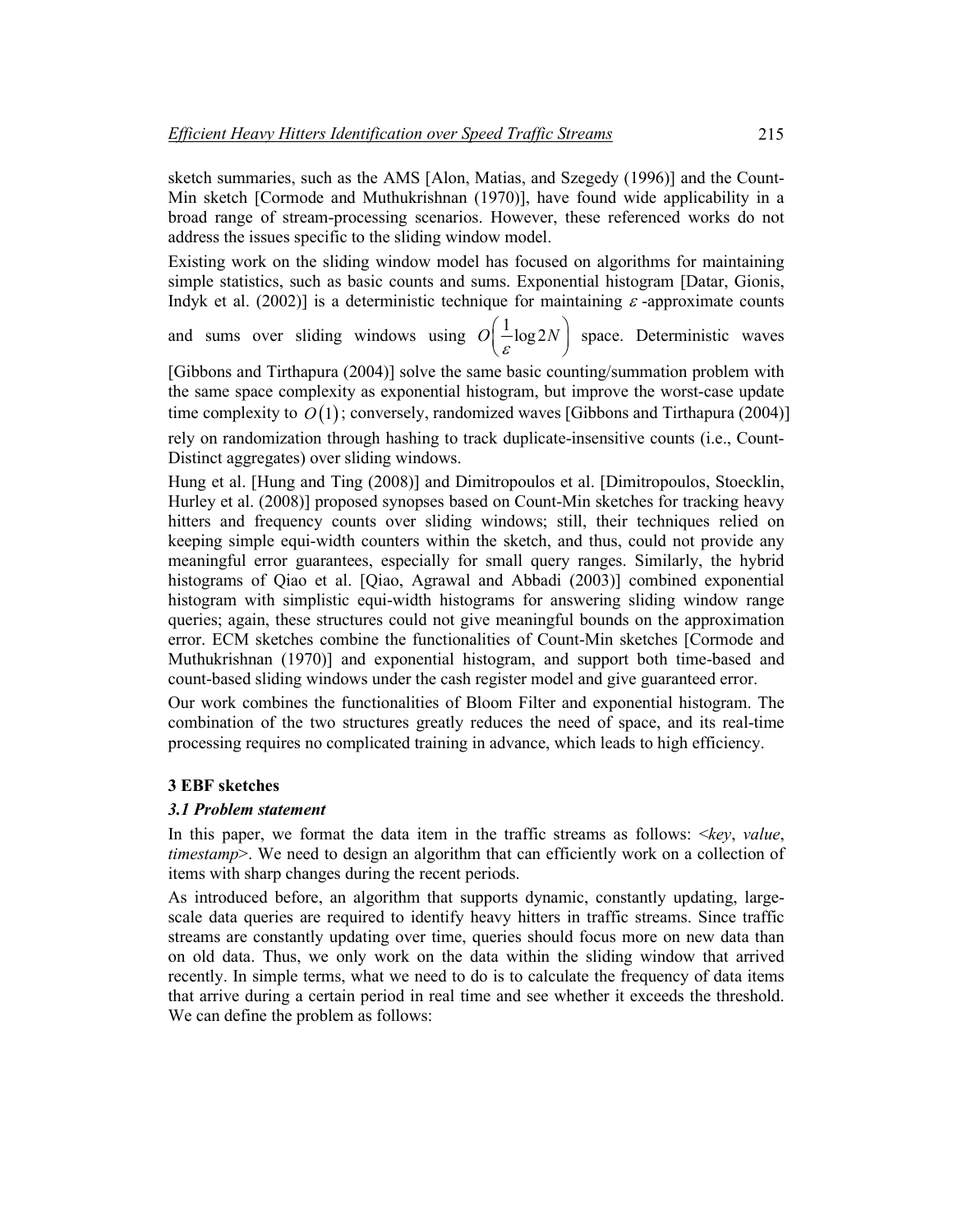sketch summaries, such as the AMS [Alon, Matias, and Szegedy (1996)] and the Count-Min sketch [Cormode and Muthukrishnan (1970)], have found wide applicability in a broad range of stream-processing scenarios. However, these referenced works do not address the issues specific to the sliding window model.

Existing work on the sliding window model has focused on algorithms for maintaining simple statistics, such as basic counts and sums. Exponential histogram [Datar, Gionis, Indyk et al. (2002)] is a deterministic technique for maintaining $\varepsilon$-approximate counts and sums over sliding windows using $O\left(\frac{1}{\varepsilon}\log 2N\right)$ space. Deterministic waves [Gibbons and Tirthapura (2004)] solve the same basic counting/summation problem with the same space complexity as exponential histogram, but improve the worst-case update time complexity to $O(1)$; conversely, randomized waves [Gibbons and Tirthapura (2004)] rely on randomization through hashing to track duplicate-insensitive counts (i.e., Count-Distinct aggregates) over sliding windows.

Hung et al. [Hung and Ting (2008)] and Dimitropoulos et al. [Dimitropoulos, Stoecklin, Hurley et al. (2008)] proposed synopses based on Count-Min sketches for tracking heavy hitters and frequency counts over sliding windows; still, their techniques relied on keeping simple equi-width counters within the sketch, and thus, could not provide any meaningful error guarantees, especially for small query ranges. Similarly, the hybrid histograms of Qiao et al. [Qiao, Agrawal and Abbadi (2003)] combined exponential histogram with simplistic equi-width histograms for answering sliding window range queries; again, these structures could not give meaningful bounds on the approximation error. ECM sketches combine the functionalities of Count-Min sketches [Cormode and Muthukrishnan (1970)] and exponential histogram, and support both time-based and count-based sliding windows under the cash register model and give guaranteed error.

Our work combines the functionalities of Bloom Filter and exponential histogram. The combination of the two structures greatly reduces the need of space, and its real-time processing requires no complicated training in advance, which leads to high efficiency.

## 3 EBF sketches

### *3.1 Problem statement*

In this paper, we format the data item in the traffic streams as follows: <*key*, *value*, *timestamp*>. We need to design an algorithm that can efficiently work on a collection of items with sharp changes during the recent periods.

As introduced before, an algorithm that supports dynamic, constantly updating, large-scale data queries are required to identify heavy hitters in traffic streams. Since traffic streams are constantly updating over time, queries should focus more on new data than on old data. Thus, we only work on the data within the sliding window that arrived recently. In simple terms, what we need to do is to calculate the frequency of data items that arrive during a certain period in real time and see whether it exceeds the threshold. We can define the problem as follows: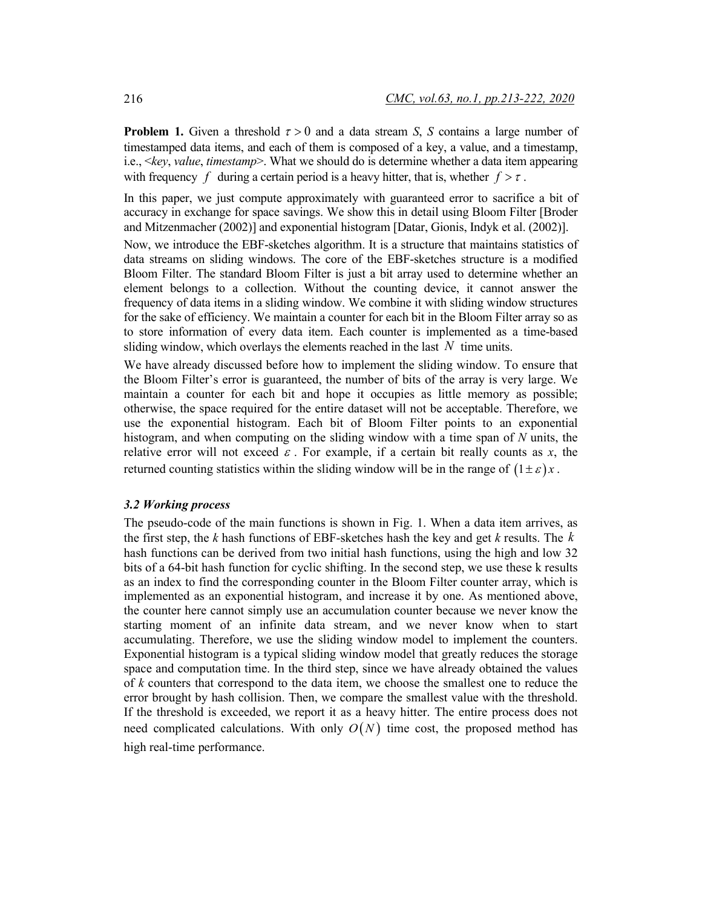**Problem 1.** Given a threshold $\tau > 0$ and a data stream *S*, *S* contains a large number of timestamped data items, and each of them is composed of a key, a value, and a timestamp, i.e., <*key*, *value*, *timestamp*>. What we should do is determine whether a data item appearing with frequency $f$ during a certain period is a heavy hitter, that is, whether $f > \tau$.

In this paper, we just compute approximately with guaranteed error to sacrifice a bit of accuracy in exchange for space savings. We show this in detail using Bloom Filter [Broder and Mitzenmacher (2002)] and exponential histogram [Datar, Gionis, Indyk et al. (2002)].

Now, we introduce the EBF-sketches algorithm. It is a structure that maintains statistics of data streams on sliding windows. The core of the EBF-sketches structure is a modified Bloom Filter. The standard Bloom Filter is just a bit array used to determine whether an element belongs to a collection. Without the counting device, it cannot answer the frequency of data items in a sliding window. We combine it with sliding window structures for the sake of efficiency. We maintain a counter for each bit in the Bloom Filter array so as to store information of every data item. Each counter is implemented as a time-based sliding window, which overlays the elements reached in the last $N$ time units.

We have already discussed before how to implement the sliding window. To ensure that the Bloom Filter's error is guaranteed, the number of bits of the array is very large. We maintain a counter for each bit and hope it occupies as little memory as possible; otherwise, the space required for the entire dataset will not be acceptable. Therefore, we use the exponential histogram. Each bit of Bloom Filter points to an exponential histogram, and when computing on the sliding window with a time span of *N* units, the relative error will not exceed $\varepsilon$. For example, if a certain bit really counts as *x*, the returned counting statistics within the sliding window will be in the range of $(1 \pm \varepsilon)x$.

### *3.2 Working process*

The pseudo-code of the main functions is shown in Fig. 1. When a data item arrives, as the first step, the *k* hash functions of EBF-sketches hash the key and get *k* results. The $k$ hash functions can be derived from two initial hash functions, using the high and low 32 bits of a 64-bit hash function for cyclic shifting. In the second step, we use these k results as an index to find the corresponding counter in the Bloom Filter counter array, which is implemented as an exponential histogram, and increase it by one. As mentioned above, the counter here cannot simply use an accumulation counter because we never know the starting moment of an infinite data stream, and we never know when to start accumulating. Therefore, we use the sliding window model to implement the counters. Exponential histogram is a typical sliding window model that greatly reduces the storage space and computation time. In the third step, since we have already obtained the values of *k* counters that correspond to the data item, we choose the smallest one to reduce the error brought by hash collision. Then, we compare the smallest value with the threshold. If the threshold is exceeded, we report it as a heavy hitter. The entire process does not need complicated calculations. With only $O(N)$ time cost, the proposed method has high real-time performance.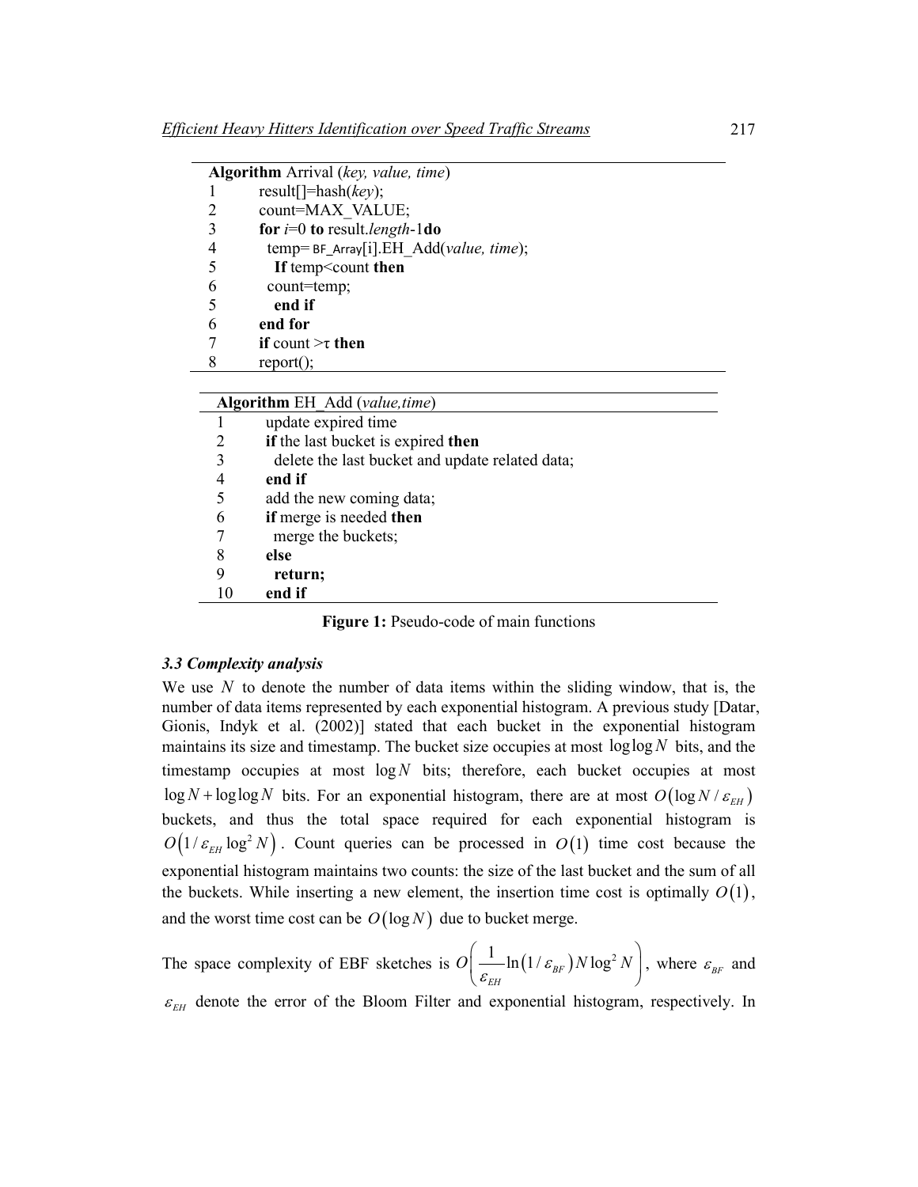```
Algorithm Arrival (key, value, time)
1    result[]=hash(key);
2    count=MAX_VALUE;
3    for i=0 to result.length-1do
4      temp= BF_Array[i].EH_Add(value, time);
5      If temp<count then
6      count=temp;
5      end if
6    end for
7    if count >τ then
8    report();
```

```
Algorithm EH_Add (value,time)
1    update expired time
2    if the last bucket is expired then
3      delete the last bucket and update related data;
4    end if
5    add the new coming data;
6    if merge is needed then
7      merge the buckets;
8    else
9      return;
10   end if
```

**Figure 1:** Pseudo-code of main functions

### *3.3 Complexity analysis*

We use $N$ to denote the number of data items within the sliding window, that is, the number of data items represented by each exponential histogram. A previous study [Datar, Gionis, Indyk et al. (2002)] stated that each bucket in the exponential histogram maintains its size and timestamp. The bucket size occupies at most $\log\log N$ bits, and the timestamp occupies at most $\log N$ bits; therefore, each bucket occupies at most $\log N + \log\log N$ bits. For an exponential histogram, there are at most $O(\log N / \varepsilon_{EH})$ buckets, and thus the total space required for each exponential histogram is $O(1/\varepsilon_{EH} \log^2 N)$. Count queries can be processed in $O(1)$ time cost because the exponential histogram maintains two counts: the size of the last bucket and the sum of all the buckets. While inserting a new element, the insertion time cost is optimally $O(1)$, and the worst time cost can be $O(\log N)$ due to bucket merge.

The space complexity of EBF sketches is $O\left(\frac{1}{\varepsilon_{EH}} \ln(1/\varepsilon_{BF}) N \log^2 N\right)$, where $\varepsilon_{BF}$ and $\varepsilon_{EH}$ denote the error of the Bloom Filter and exponential histogram, respectively. In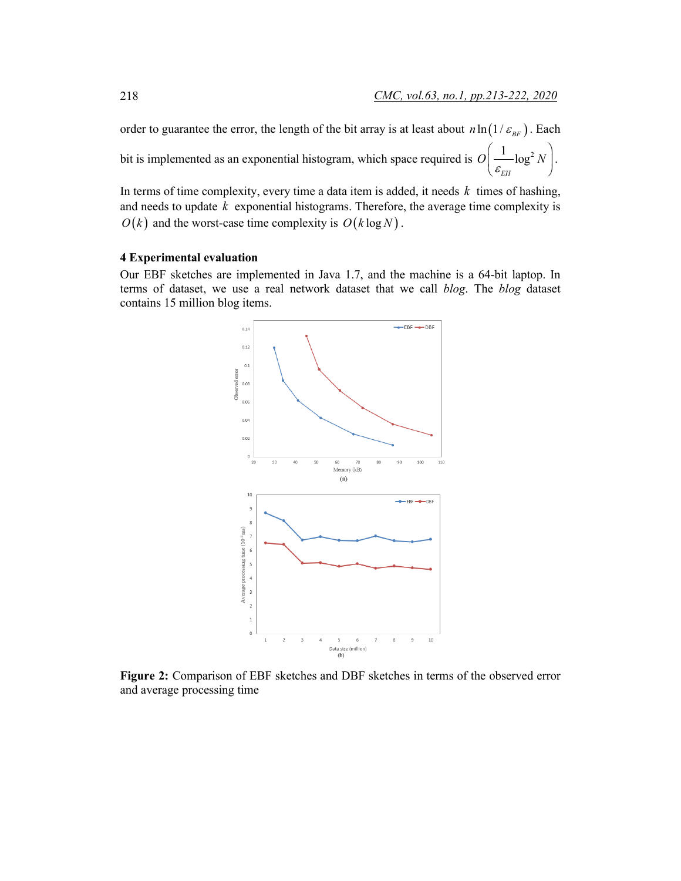order to guarantee the error, the length of the bit array is at least about $n\ln(1/\varepsilon_{BF})$. Each bit is implemented as an exponential histogram, which space required is $O\left(\frac{1}{\varepsilon_{EH}}\log^2 N\right)$.

In terms of time complexity, every time a data item is added, it needs $k$ times of hashing, and needs to update $k$ exponential histograms. Therefore, the average time complexity is $O(k)$ and the worst-case time complexity is $O(k\log N)$.

## 4 Experimental evaluation

Our EBF sketches are implemented in Java 1.7, and the machine is a 64-bit laptop. In terms of dataset, we use a real network dataset that we call *blog*. The *blog* dataset contains 15 million blog items.

**Figure 2:** Comparison of EBF sketches and DBF sketches in terms of the observed error and average processing time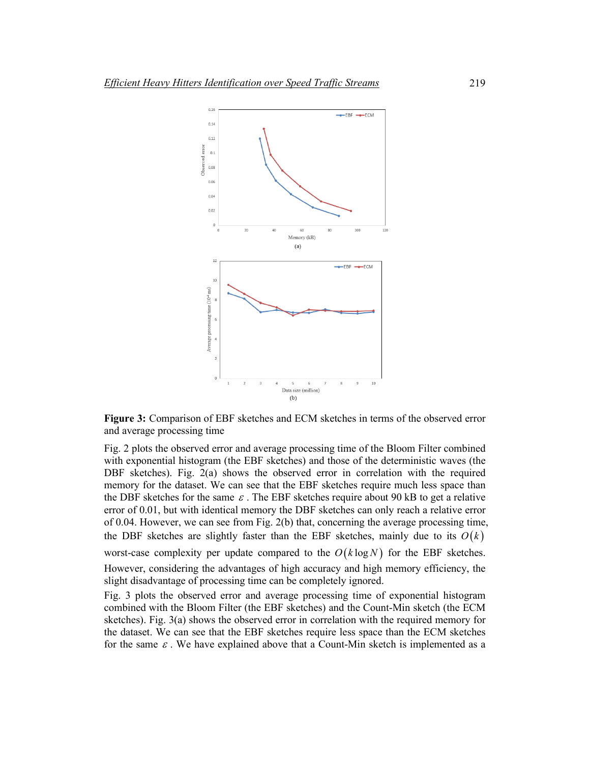**Figure 3:** Comparison of EBF sketches and ECM sketches in terms of the observed error and average processing time

Fig. 2 plots the observed error and average processing time of the Bloom Filter combined with exponential histogram (the EBF sketches) and those of the deterministic waves (the DBF sketches). Fig. 2(a) shows the observed error in correlation with the required memory for the dataset. We can see that the EBF sketches require much less space than the DBF sketches for the same $\varepsilon$. The EBF sketches require about 90 kB to get a relative error of 0.01, but with identical memory the DBF sketches can only reach a relative error of 0.04. However, we can see from Fig. 2(b) that, concerning the average processing time, the DBF sketches are slightly faster than the EBF sketches, mainly due to its $O(k)$ worst-case complexity per update compared to the $O(k \log N)$ for the EBF sketches. However, considering the advantages of high accuracy and high memory efficiency, the slight disadvantage of processing time can be completely ignored.

Fig. 3 plots the observed error and average processing time of exponential histogram combined with the Bloom Filter (the EBF sketches) and the Count-Min sketch (the ECM sketches). Fig. 3(a) shows the observed error in correlation with the required memory for the dataset. We can see that the EBF sketches require less space than the ECM sketches for the same $\varepsilon$. We have explained above that a Count-Min sketch is implemented as a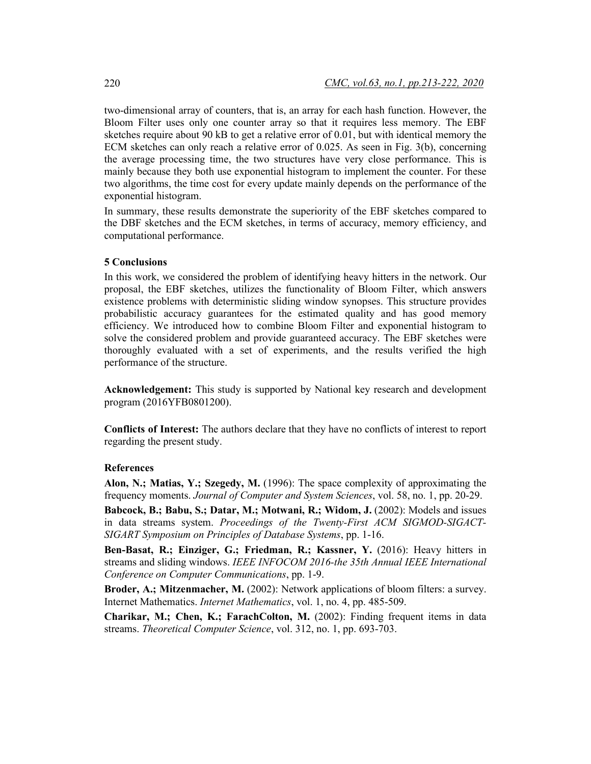two-dimensional array of counters, that is, an array for each hash function. However, the Bloom Filter uses only one counter array so that it requires less memory. The EBF sketches require about 90 kB to get a relative error of 0.01, but with identical memory the ECM sketches can only reach a relative error of 0.025. As seen in Fig. 3(b), concerning the average processing time, the two structures have very close performance. This is mainly because they both use exponential histogram to implement the counter. For these two algorithms, the time cost for every update mainly depends on the performance of the exponential histogram.

In summary, these results demonstrate the superiority of the EBF sketches compared to the DBF sketches and the ECM sketches, in terms of accuracy, memory efficiency, and computational performance.

## 5 Conclusions

In this work, we considered the problem of identifying heavy hitters in the network. Our proposal, the EBF sketches, utilizes the functionality of Bloom Filter, which answers existence problems with deterministic sliding window synopses. This structure provides probabilistic accuracy guarantees for the estimated quality and has good memory efficiency. We introduced how to combine Bloom Filter and exponential histogram to solve the considered problem and provide guaranteed accuracy. The EBF sketches were thoroughly evaluated with a set of experiments, and the results verified the high performance of the structure.

**Acknowledgement:** This study is supported by National key research and development program (2016YFB0801200).

**Conflicts of Interest:** The authors declare that they have no conflicts of interest to report regarding the present study.

## References

**Alon, N.; Matias, Y.; Szegedy, M.** (1996): The space complexity of approximating the frequency moments. *Journal of Computer and System Sciences*, vol. 58, no. 1, pp. 20-29.

**Babcock, B.; Babu, S.; Datar, M.; Motwani, R.; Widom, J.** (2002): Models and issues in data streams system. *Proceedings of the Twenty-First ACM SIGMOD-SIGACT-SIGART Symposium on Principles of Database Systems*, pp. 1-16.

**Ben-Basat, R.; Einziger, G.; Friedman, R.; Kassner, Y.** (2016): Heavy hitters in streams and sliding windows. *IEEE INFOCOM 2016-the 35th Annual IEEE International Conference on Computer Communications*, pp. 1-9.

**Broder, A.; Mitzenmacher, M.** (2002): Network applications of bloom filters: a survey. Internet Mathematics. *Internet Mathematics*, vol. 1, no. 4, pp. 485-509.

**Charikar, M.; Chen, K.; FarachColton, M.** (2002): Finding frequent items in data streams. *Theoretical Computer Science*, vol. 312, no. 1, pp. 693-703.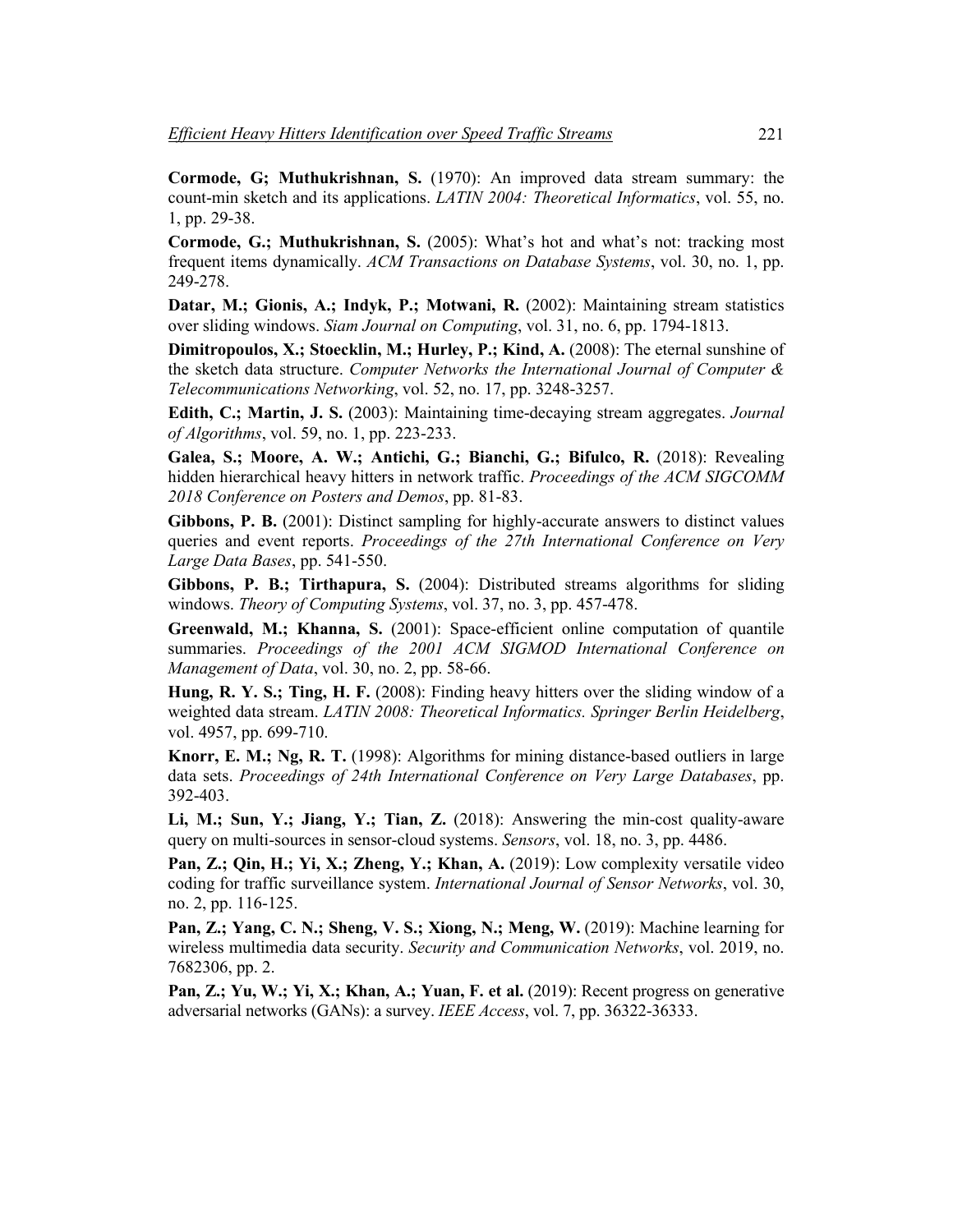**Cormode, G; Muthukrishnan, S.** (1970): An improved data stream summary: the count-min sketch and its applications. *LATIN 2004: Theoretical Informatics*, vol. 55, no. 1, pp. 29-38.

**Cormode, G.; Muthukrishnan, S.** (2005): What's hot and what's not: tracking most frequent items dynamically. *ACM Transactions on Database Systems*, vol. 30, no. 1, pp. 249-278.

**Datar, M.; Gionis, A.; Indyk, P.; Motwani, R.** (2002): Maintaining stream statistics over sliding windows. *Siam Journal on Computing*, vol. 31, no. 6, pp. 1794-1813.

**Dimitropoulos, X.; Stoecklin, M.; Hurley, P.; Kind, A.** (2008): The eternal sunshine of the sketch data structure. *Computer Networks the International Journal of Computer & Telecommunications Networking*, vol. 52, no. 17, pp. 3248-3257.

**Edith, C.; Martin, J. S.** (2003): Maintaining time-decaying stream aggregates. *Journal of Algorithms*, vol. 59, no. 1, pp. 223-233.

**Galea, S.; Moore, A. W.; Antichi, G.; Bianchi, G.; Bifulco, R.** (2018): Revealing hidden hierarchical heavy hitters in network traffic. *Proceedings of the ACM SIGCOMM 2018 Conference on Posters and Demos*, pp. 81-83.

**Gibbons, P. B.** (2001): Distinct sampling for highly-accurate answers to distinct values queries and event reports. *Proceedings of the 27th International Conference on Very Large Data Bases*, pp. 541-550.

**Gibbons, P. B.; Tirthapura, S.** (2004): Distributed streams algorithms for sliding windows. *Theory of Computing Systems*, vol. 37, no. 3, pp. 457-478.

**Greenwald, M.; Khanna, S.** (2001): Space-efficient online computation of quantile summaries. *Proceedings of the 2001 ACM SIGMOD International Conference on Management of Data*, vol. 30, no. 2, pp. 58-66.

**Hung, R. Y. S.; Ting, H. F.** (2008): Finding heavy hitters over the sliding window of a weighted data stream. *LATIN 2008: Theoretical Informatics. Springer Berlin Heidelberg*, vol. 4957, pp. 699-710.

**Knorr, E. M.; Ng, R. T.** (1998): Algorithms for mining distance-based outliers in large data sets. *Proceedings of 24th International Conference on Very Large Databases*, pp. 392-403.

**Li, M.; Sun, Y.; Jiang, Y.; Tian, Z.** (2018): Answering the min-cost quality-aware query on multi-sources in sensor-cloud systems. *Sensors*, vol. 18, no. 3, pp. 4486.

**Pan, Z.; Qin, H.; Yi, X.; Zheng, Y.; Khan, A.** (2019): Low complexity versatile video coding for traffic surveillance system. *International Journal of Sensor Networks*, vol. 30, no. 2, pp. 116-125.

**Pan, Z.; Yang, C. N.; Sheng, V. S.; Xiong, N.; Meng, W.** (2019): Machine learning for wireless multimedia data security. *Security and Communication Networks*, vol. 2019, no. 7682306, pp. 2.

**Pan, Z.; Yu, W.; Yi, X.; Khan, A.; Yuan, F. et al.** (2019): Recent progress on generative adversarial networks (GANs): a survey. *IEEE Access*, vol. 7, pp. 36322-36333.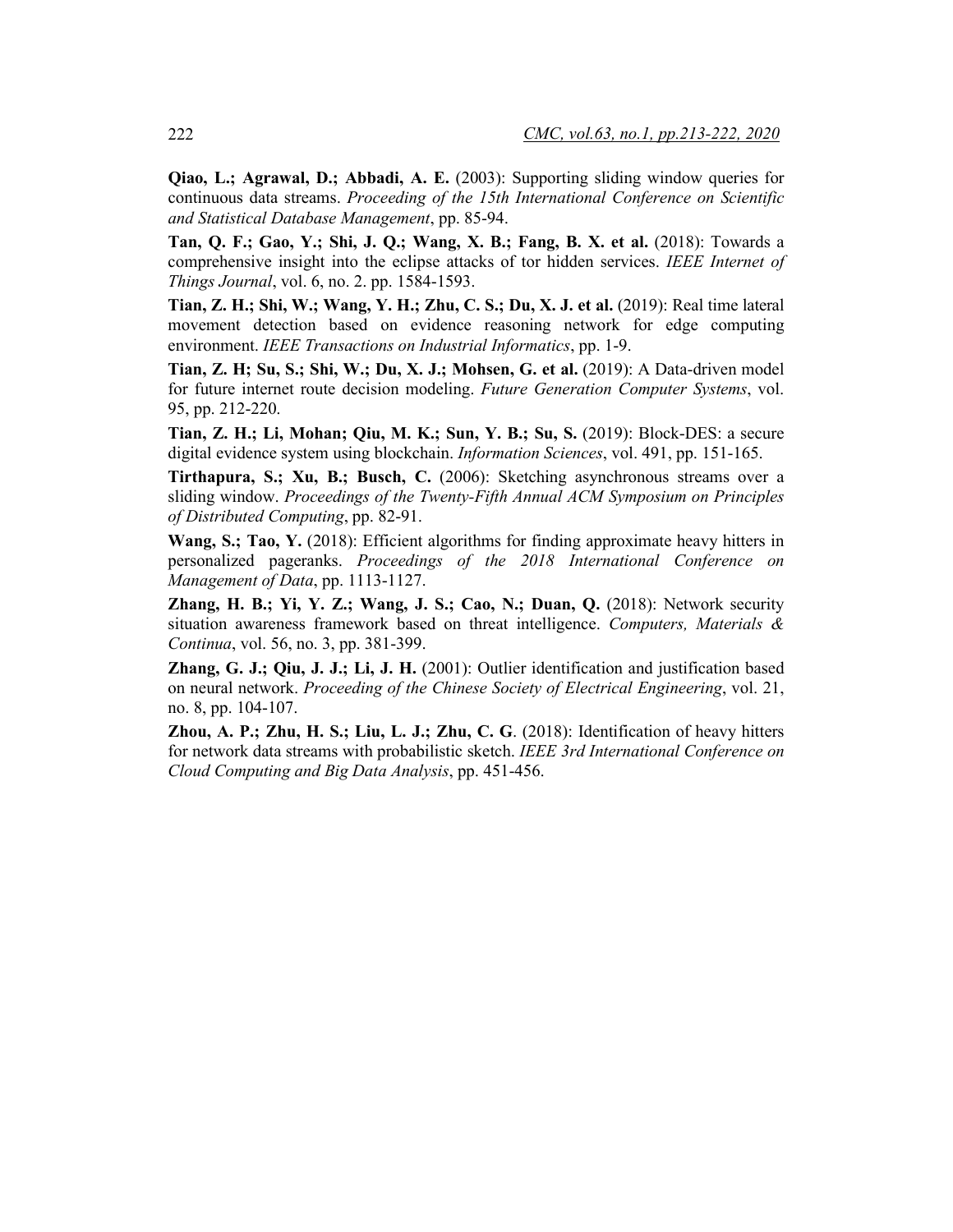**Qiao, L.; Agrawal, D.; Abbadi, A. E.** (2003): Supporting sliding window queries for continuous data streams. *Proceeding of the 15th International Conference on Scientific and Statistical Database Management*, pp. 85-94.

**Tan, Q. F.; Gao, Y.; Shi, J. Q.; Wang, X. B.; Fang, B. X. et al.** (2018): Towards a comprehensive insight into the eclipse attacks of tor hidden services. *IEEE Internet of Things Journal*, vol. 6, no. 2. pp. 1584-1593.

**Tian, Z. H.; Shi, W.; Wang, Y. H.; Zhu, C. S.; Du, X. J. et al.** (2019): Real time lateral movement detection based on evidence reasoning network for edge computing environment. *IEEE Transactions on Industrial Informatics*, pp. 1-9.

**Tian, Z. H; Su, S.; Shi, W.; Du, X. J.; Mohsen, G. et al.** (2019): A Data-driven model for future internet route decision modeling. *Future Generation Computer Systems*, vol. 95, pp. 212-220.

**Tian, Z. H.; Li, Mohan; Qiu, M. K.; Sun, Y. B.; Su, S.** (2019): Block-DES: a secure digital evidence system using blockchain. *Information Sciences*, vol. 491, pp. 151-165.

**Tirthapura, S.; Xu, B.; Busch, C.** (2006): Sketching asynchronous streams over a sliding window. *Proceedings of the Twenty-Fifth Annual ACM Symposium on Principles of Distributed Computing*, pp. 82-91.

**Wang, S.; Tao, Y.** (2018): Efficient algorithms for finding approximate heavy hitters in personalized pageranks. *Proceedings of the 2018 International Conference on Management of Data*, pp. 1113-1127.

**Zhang, H. B.; Yi, Y. Z.; Wang, J. S.; Cao, N.; Duan, Q.** (2018): Network security situation awareness framework based on threat intelligence. *Computers, Materials & Continua*, vol. 56, no. 3, pp. 381-399.

**Zhang, G. J.; Qiu, J. J.; Li, J. H.** (2001): Outlier identification and justification based on neural network. *Proceeding of the Chinese Society of Electrical Engineering*, vol. 21, no. 8, pp. 104-107.

**Zhou, A. P.; Zhu, H. S.; Liu, L. J.; Zhu, C. G**. (2018): Identification of heavy hitters for network data streams with probabilistic sketch. *IEEE 3rd International Conference on Cloud Computing and Big Data Analysis*, pp. 451-456.